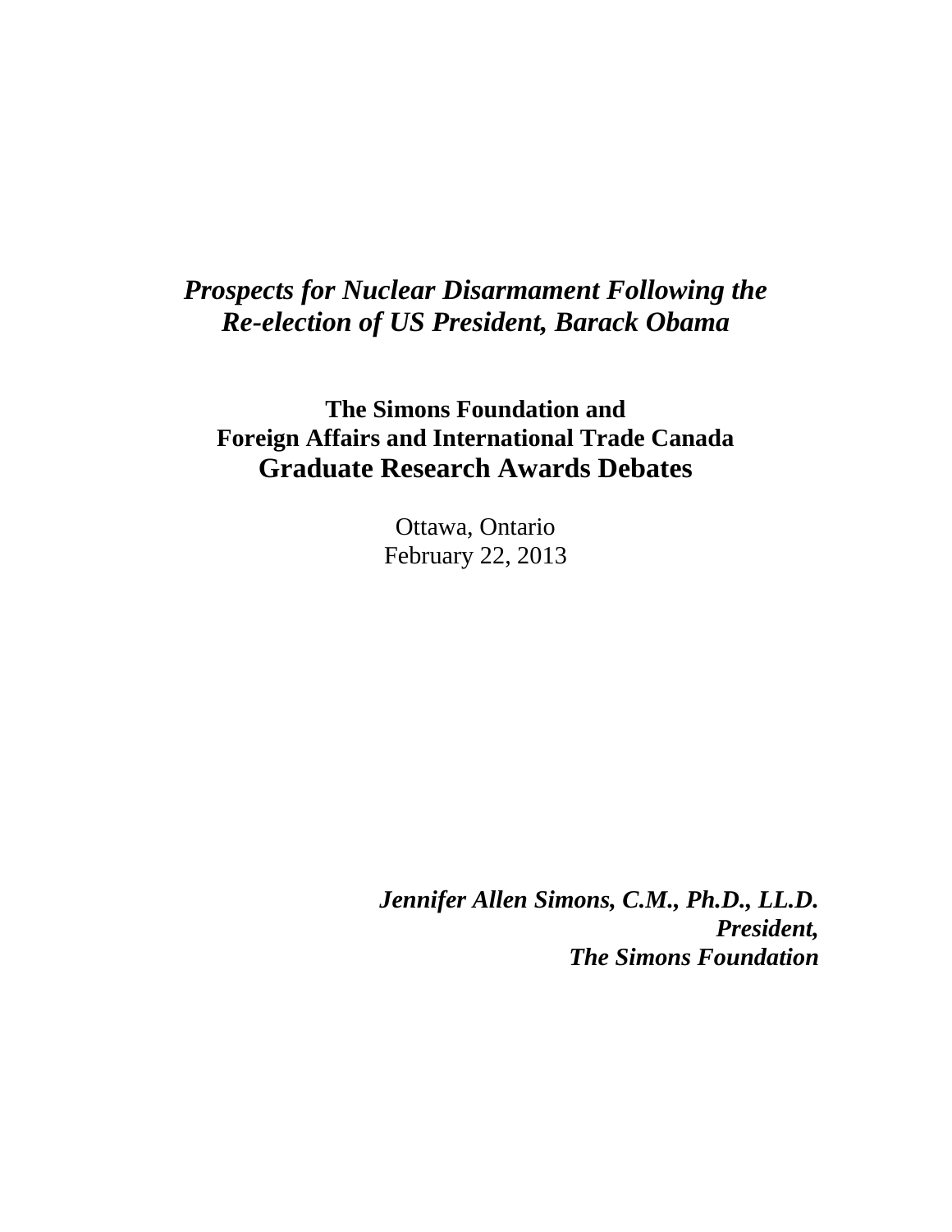# *Prospects for Nuclear Disarmament Following the Re-election of US President, Barack Obama*

**The Simons Foundation and**
**Foreign Affairs and International Trade Canada**
**Graduate Research Awards Debates**

Ottawa, Ontario
February 22, 2013

***Jennifer Allen Simons, C.M., Ph.D., LL.D.***
***President,***
***The Simons Foundation***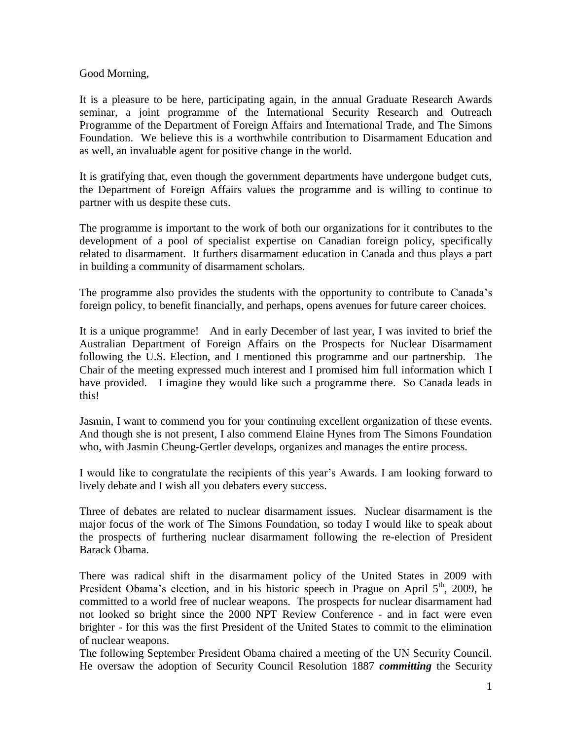Good Morning,

It is a pleasure to be here, participating again, in the annual Graduate Research Awards seminar, a joint programme of the International Security Research and Outreach Programme of the Department of Foreign Affairs and International Trade, and The Simons Foundation. We believe this is a worthwhile contribution to Disarmament Education and as well, an invaluable agent for positive change in the world.

It is gratifying that, even though the government departments have undergone budget cuts, the Department of Foreign Affairs values the programme and is willing to continue to partner with us despite these cuts.

The programme is important to the work of both our organizations for it contributes to the development of a pool of specialist expertise on Canadian foreign policy, specifically related to disarmament. It furthers disarmament education in Canada and thus plays a part in building a community of disarmament scholars.

The programme also provides the students with the opportunity to contribute to Canada's foreign policy, to benefit financially, and perhaps, opens avenues for future career choices.

It is a unique programme! And in early December of last year, I was invited to brief the Australian Department of Foreign Affairs on the Prospects for Nuclear Disarmament following the U.S. Election, and I mentioned this programme and our partnership. The Chair of the meeting expressed much interest and I promised him full information which I have provided. I imagine they would like such a programme there. So Canada leads in this!

Jasmin, I want to commend you for your continuing excellent organization of these events. And though she is not present, I also commend Elaine Hynes from The Simons Foundation who, with Jasmin Cheung-Gertler develops, organizes and manages the entire process.

I would like to congratulate the recipients of this year's Awards. I am looking forward to lively debate and I wish all you debaters every success.

Three of debates are related to nuclear disarmament issues. Nuclear disarmament is the major focus of the work of The Simons Foundation, so today I would like to speak about the prospects of furthering nuclear disarmament following the re-election of President Barack Obama.

There was radical shift in the disarmament policy of the United States in 2009 with President Obama's election, and in his historic speech in Prague on April 5th, 2009, he committed to a world free of nuclear weapons. The prospects for nuclear disarmament had not looked so bright since the 2000 NPT Review Conference - and in fact were even brighter - for this was the first President of the United States to commit to the elimination of nuclear weapons.

The following September President Obama chaired a meeting of the UN Security Council. He oversaw the adoption of Security Council Resolution 1887 ***committing*** the Security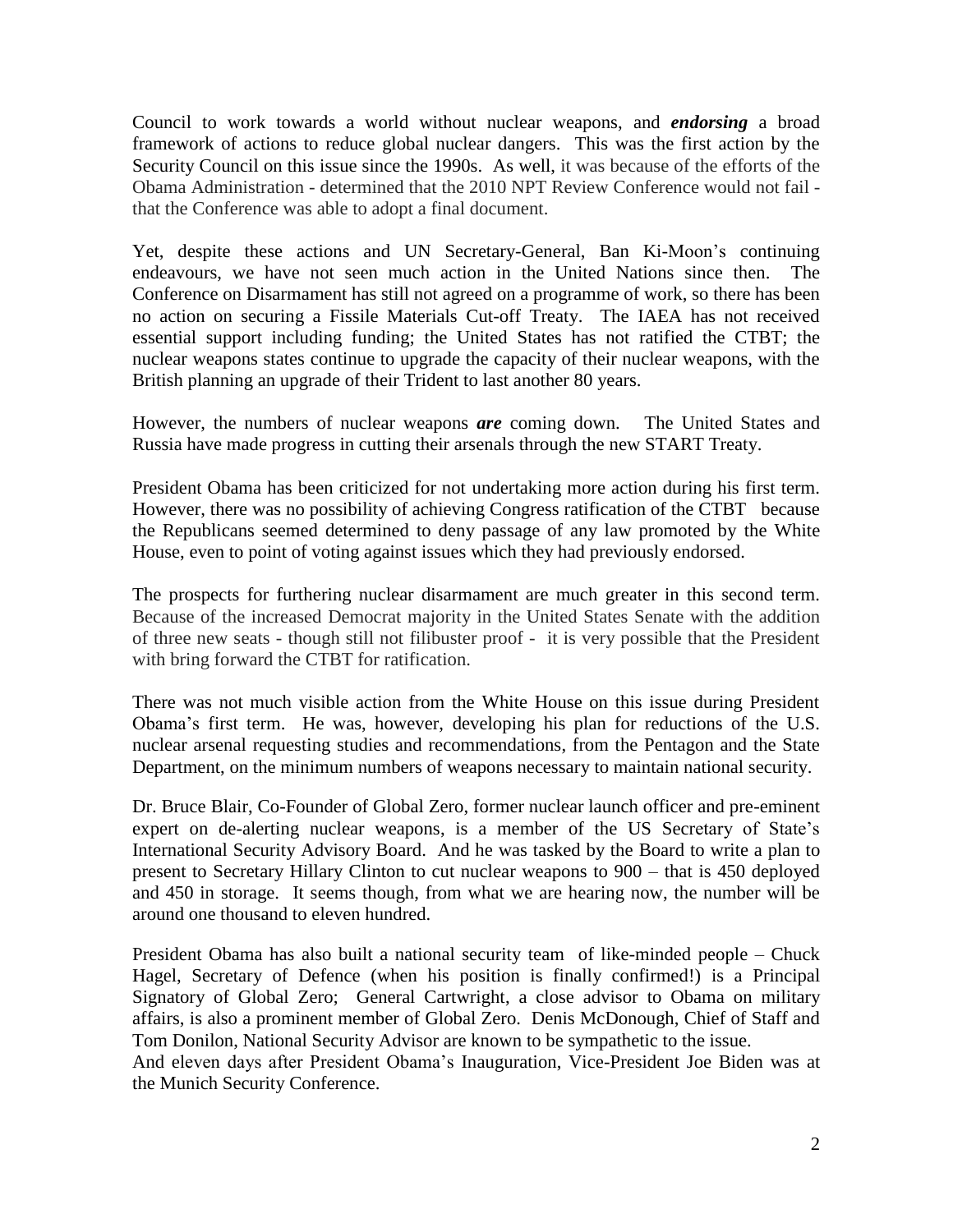Council to work towards a world without nuclear weapons, and ***endorsing*** a broad framework of actions to reduce global nuclear dangers. This was the first action by the Security Council on this issue since the 1990s. As well, it was because of the efforts of the Obama Administration - determined that the 2010 NPT Review Conference would not fail - that the Conference was able to adopt a final document.

Yet, despite these actions and UN Secretary-General, Ban Ki-Moon's continuing endeavours, we have not seen much action in the United Nations since then. The Conference on Disarmament has still not agreed on a programme of work, so there has been no action on securing a Fissile Materials Cut-off Treaty. The IAEA has not received essential support including funding; the United States has not ratified the CTBT; the nuclear weapons states continue to upgrade the capacity of their nuclear weapons, with the British planning an upgrade of their Trident to last another 80 years.

However, the numbers of nuclear weapons ***are*** coming down. The United States and Russia have made progress in cutting their arsenals through the new START Treaty.

President Obama has been criticized for not undertaking more action during his first term. However, there was no possibility of achieving Congress ratification of the CTBT because the Republicans seemed determined to deny passage of any law promoted by the White House, even to point of voting against issues which they had previously endorsed.

The prospects for furthering nuclear disarmament are much greater in this second term. Because of the increased Democrat majority in the United States Senate with the addition of three new seats - though still not filibuster proof - it is very possible that the President with bring forward the CTBT for ratification.

There was not much visible action from the White House on this issue during President Obama's first term. He was, however, developing his plan for reductions of the U.S. nuclear arsenal requesting studies and recommendations, from the Pentagon and the State Department, on the minimum numbers of weapons necessary to maintain national security.

Dr. Bruce Blair, Co-Founder of Global Zero, former nuclear launch officer and pre-eminent expert on de-alerting nuclear weapons, is a member of the US Secretary of State's International Security Advisory Board. And he was tasked by the Board to write a plan to present to Secretary Hillary Clinton to cut nuclear weapons to 900 – that is 450 deployed and 450 in storage. It seems though, from what we are hearing now, the number will be around one thousand to eleven hundred.

President Obama has also built a national security team of like-minded people – Chuck Hagel, Secretary of Defence (when his position is finally confirmed!) is a Principal Signatory of Global Zero; General Cartwright, a close advisor to Obama on military affairs, is also a prominent member of Global Zero. Denis McDonough, Chief of Staff and Tom Donilon, National Security Advisor are known to be sympathetic to the issue.
And eleven days after President Obama's Inauguration, Vice-President Joe Biden was at the Munich Security Conference.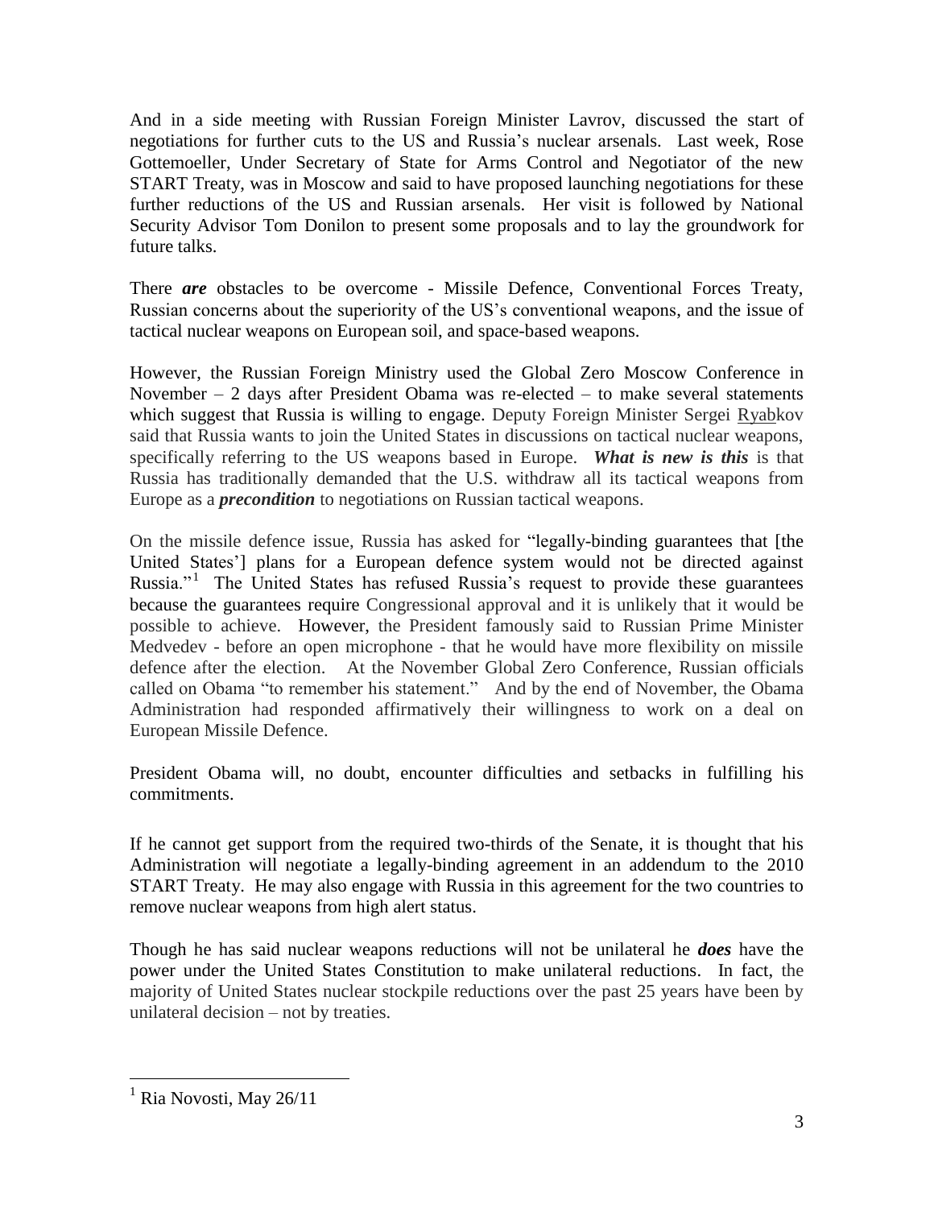And in a side meeting with Russian Foreign Minister Lavrov, discussed the start of negotiations for further cuts to the US and Russia's nuclear arsenals. Last week, Rose Gottemoeller, Under Secretary of State for Arms Control and Negotiator of the new START Treaty, was in Moscow and said to have proposed launching negotiations for these further reductions of the US and Russian arsenals. Her visit is followed by National Security Advisor Tom Donilon to present some proposals and to lay the groundwork for future talks.

There ***are*** obstacles to be overcome - Missile Defence, Conventional Forces Treaty, Russian concerns about the superiority of the US's conventional weapons, and the issue of tactical nuclear weapons on European soil, and space-based weapons.

However, the Russian Foreign Ministry used the Global Zero Moscow Conference in November – 2 days after President Obama was re-elected – to make several statements which suggest that Russia is willing to engage. Deputy Foreign Minister Sergei Ryabkov said that Russia wants to join the United States in discussions on tactical nuclear weapons, specifically referring to the US weapons based in Europe. ***What is new is this*** is that Russia has traditionally demanded that the U.S. withdraw all its tactical weapons from Europe as a ***precondition*** to negotiations on Russian tactical weapons.

On the missile defence issue, Russia has asked for "legally-binding guarantees that [the United States'] plans for a European defence system would not be directed against Russia."[1] The United States has refused Russia's request to provide these guarantees because the guarantees require Congressional approval and it is unlikely that it would be possible to achieve. However, the President famously said to Russian Prime Minister Medvedev - before an open microphone - that he would have more flexibility on missile defence after the election. At the November Global Zero Conference, Russian officials called on Obama "to remember his statement." And by the end of November, the Obama Administration had responded affirmatively their willingness to work on a deal on European Missile Defence.

President Obama will, no doubt, encounter difficulties and setbacks in fulfilling his commitments.

If he cannot get support from the required two-thirds of the Senate, it is thought that his Administration will negotiate a legally-binding agreement in an addendum to the 2010 START Treaty. He may also engage with Russia in this agreement for the two countries to remove nuclear weapons from high alert status.

Though he has said nuclear weapons reductions will not be unilateral he ***does*** have the power under the United States Constitution to make unilateral reductions. In fact, the majority of United States nuclear stockpile reductions over the past 25 years have been by unilateral decision – not by treaties.

---

[1] Ria Novosti, May 26/11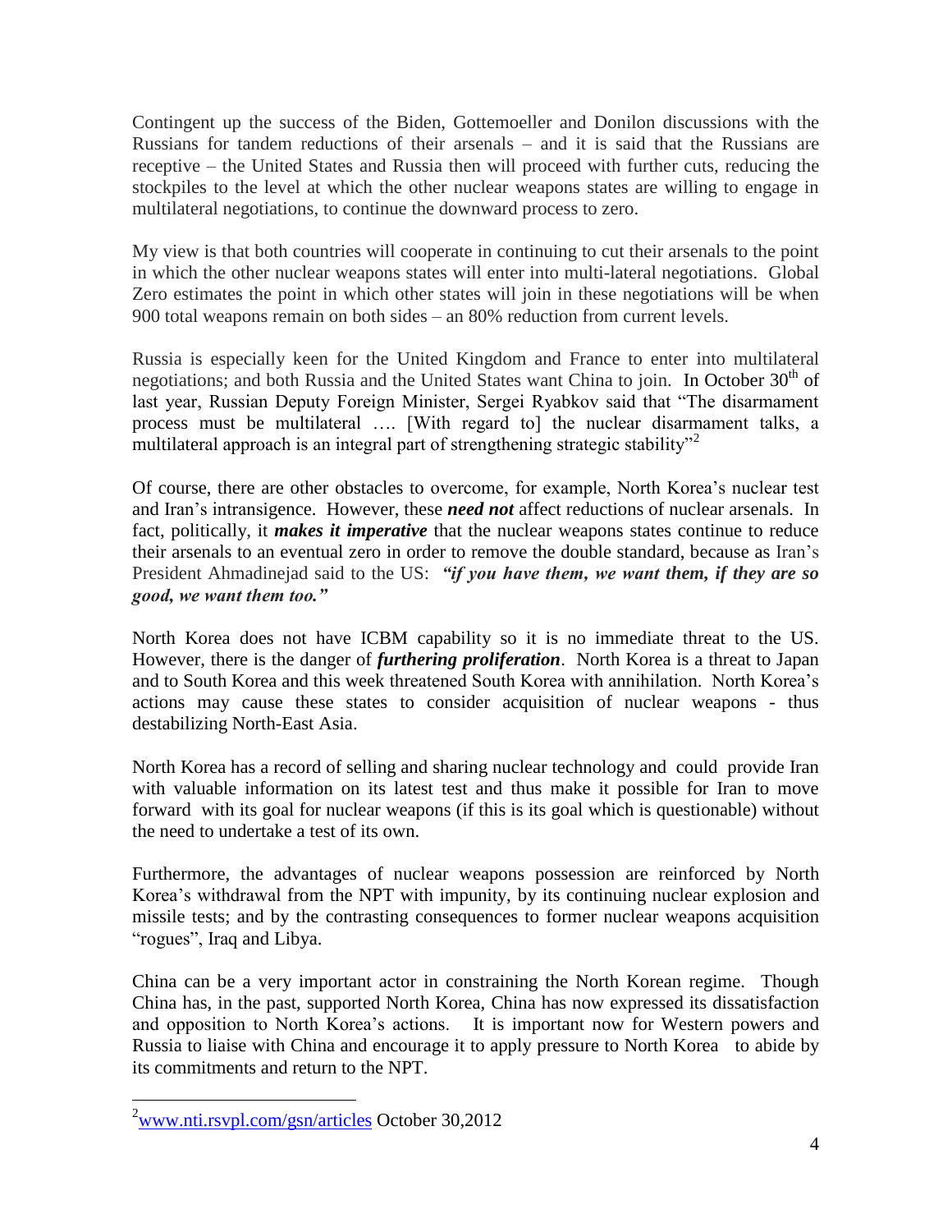Contingent up the success of the Biden, Gottemoeller and Donilon discussions with the Russians for tandem reductions of their arsenals – and it is said that the Russians are receptive – the United States and Russia then will proceed with further cuts, reducing the stockpiles to the level at which the other nuclear weapons states are willing to engage in multilateral negotiations, to continue the downward process to zero.

My view is that both countries will cooperate in continuing to cut their arsenals to the point in which the other nuclear weapons states will enter into multi-lateral negotiations. Global Zero estimates the point in which other states will join in these negotiations will be when 900 total weapons remain on both sides – an 80% reduction from current levels.

Russia is especially keen for the United Kingdom and France to enter into multilateral negotiations; and both Russia and the United States want China to join. In October 30th of last year, Russian Deputy Foreign Minister, Sergei Ryabkov said that "The disarmament process must be multilateral …. [With regard to] the nuclear disarmament talks, a multilateral approach is an integral part of strengthening strategic stability"[2]

Of course, there are other obstacles to overcome, for example, North Korea's nuclear test and Iran's intransigence. However, these ***need not*** affect reductions of nuclear arsenals. In fact, politically, it ***makes it imperative*** that the nuclear weapons states continue to reduce their arsenals to an eventual zero in order to remove the double standard, because as Iran's President Ahmadinejad said to the US: ***"if you have them, we want them, if they are so good, we want them too."***

North Korea does not have ICBM capability so it is no immediate threat to the US. However, there is the danger of ***furthering proliferation***. North Korea is a threat to Japan and to South Korea and this week threatened South Korea with annihilation. North Korea's actions may cause these states to consider acquisition of nuclear weapons - thus destabilizing North-East Asia.

North Korea has a record of selling and sharing nuclear technology and could provide Iran with valuable information on its latest test and thus make it possible for Iran to move forward with its goal for nuclear weapons (if this is its goal which is questionable) without the need to undertake a test of its own.

Furthermore, the advantages of nuclear weapons possession are reinforced by North Korea's withdrawal from the NPT with impunity, by its continuing nuclear explosion and missile tests; and by the contrasting consequences to former nuclear weapons acquisition "rogues", Iraq and Libya.

China can be a very important actor in constraining the North Korean regime. Though China has, in the past, supported North Korea, China has now expressed its dissatisfaction and opposition to North Korea's actions. It is important now for Western powers and Russia to liaise with China and encourage it to apply pressure to North Korea to abide by its commitments and return to the NPT.

---

[2] www.nti.rsvpl.com/gsn/articles October 30,2012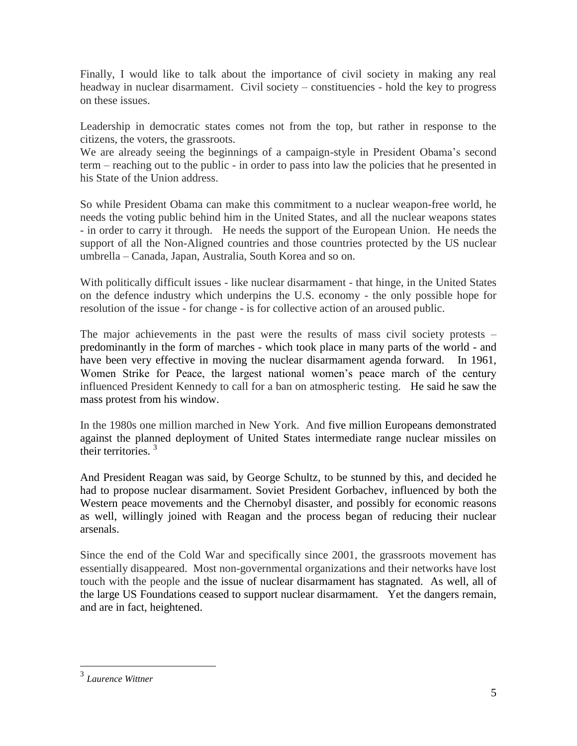Finally, I would like to talk about the importance of civil society in making any real headway in nuclear disarmament. Civil society – constituencies - hold the key to progress on these issues.

Leadership in democratic states comes not from the top, but rather in response to the citizens, the voters, the grassroots.
We are already seeing the beginnings of a campaign-style in President Obama's second term – reaching out to the public - in order to pass into law the policies that he presented in his State of the Union address.

So while President Obama can make this commitment to a nuclear weapon-free world, he needs the voting public behind him in the United States, and all the nuclear weapons states - in order to carry it through. He needs the support of the European Union. He needs the support of all the Non-Aligned countries and those countries protected by the US nuclear umbrella – Canada, Japan, Australia, South Korea and so on.

With politically difficult issues - like nuclear disarmament - that hinge, in the United States on the defence industry which underpins the U.S. economy - the only possible hope for resolution of the issue - for change - is for collective action of an aroused public.

The major achievements in the past were the results of mass civil society protests – predominantly in the form of marches - which took place in many parts of the world - and have been very effective in moving the nuclear disarmament agenda forward. In 1961, Women Strike for Peace, the largest national women's peace march of the century influenced President Kennedy to call for a ban on atmospheric testing. He said he saw the mass protest from his window.

In the 1980s one million marched in New York. And five million Europeans demonstrated against the planned deployment of United States intermediate range nuclear missiles on their territories. [3]

And President Reagan was said, by George Schultz, to be stunned by this, and decided he had to propose nuclear disarmament. Soviet President Gorbachev, influenced by both the Western peace movements and the Chernobyl disaster, and possibly for economic reasons as well, willingly joined with Reagan and the process began of reducing their nuclear arsenals.

Since the end of the Cold War and specifically since 2001, the grassroots movement has essentially disappeared. Most non-governmental organizations and their networks have lost touch with the people and the issue of nuclear disarmament has stagnated. As well, all of the large US Foundations ceased to support nuclear disarmament. Yet the dangers remain, and are in fact, heightened.

---

[3] *Laurence Wittner*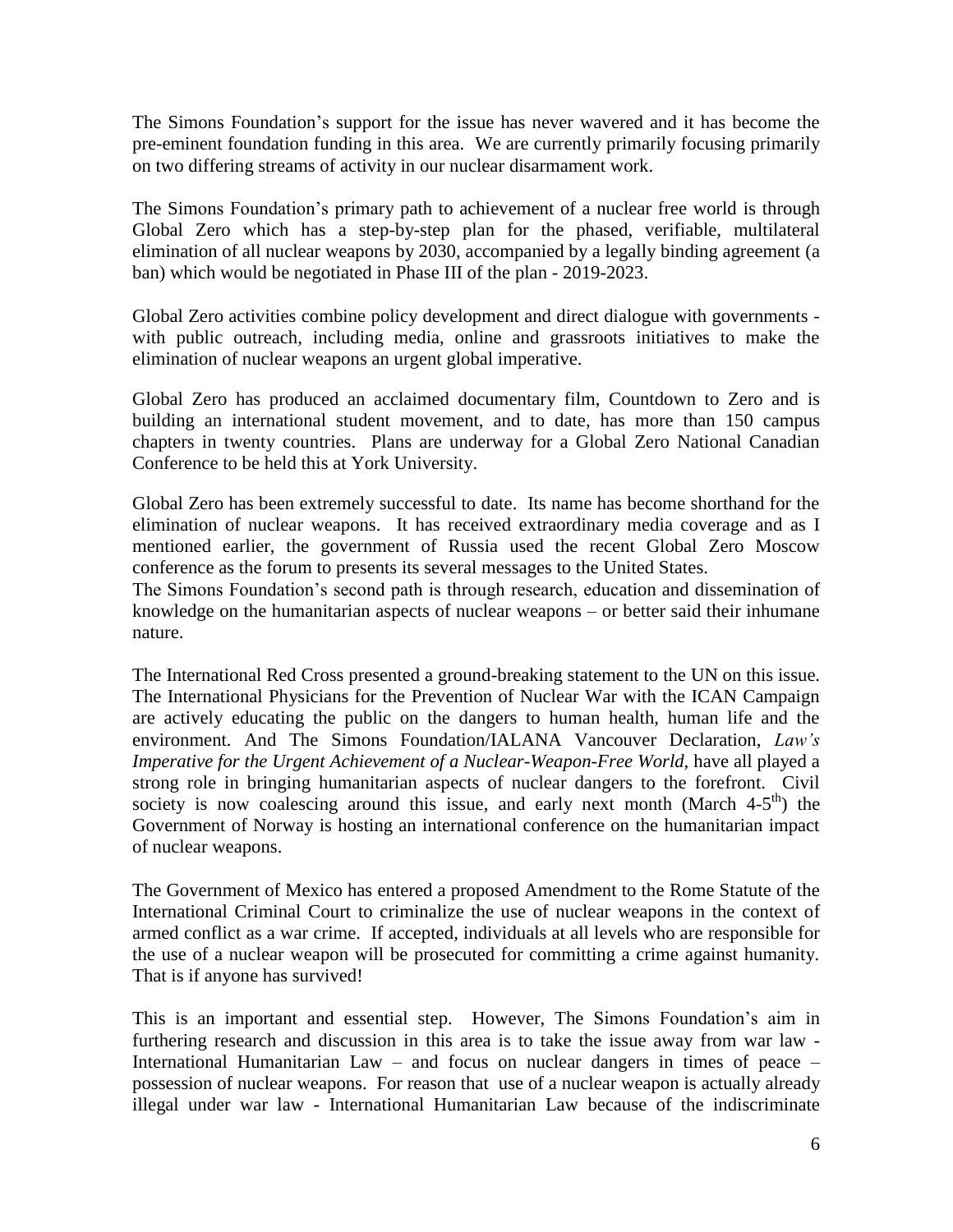The Simons Foundation's support for the issue has never wavered and it has become the pre-eminent foundation funding in this area. We are currently primarily focusing primarily on two differing streams of activity in our nuclear disarmament work.

The Simons Foundation's primary path to achievement of a nuclear free world is through Global Zero which has a step-by-step plan for the phased, verifiable, multilateral elimination of all nuclear weapons by 2030, accompanied by a legally binding agreement (a ban) which would be negotiated in Phase III of the plan - 2019-2023.

Global Zero activities combine policy development and direct dialogue with governments - with public outreach, including media, online and grassroots initiatives to make the elimination of nuclear weapons an urgent global imperative.

Global Zero has produced an acclaimed documentary film, Countdown to Zero and is building an international student movement, and to date, has more than 150 campus chapters in twenty countries. Plans are underway for a Global Zero National Canadian Conference to be held this at York University.

Global Zero has been extremely successful to date. Its name has become shorthand for the elimination of nuclear weapons. It has received extraordinary media coverage and as I mentioned earlier, the government of Russia used the recent Global Zero Moscow conference as the forum to presents its several messages to the United States.

The Simons Foundation's second path is through research, education and dissemination of knowledge on the humanitarian aspects of nuclear weapons – or better said their inhumane nature.

The International Red Cross presented a ground-breaking statement to the UN on this issue. The International Physicians for the Prevention of Nuclear War with the ICAN Campaign are actively educating the public on the dangers to human health, human life and the environment. And The Simons Foundation/IALANA Vancouver Declaration, *Law's Imperative for the Urgent Achievement of a Nuclear-Weapon-Free World*, have all played a strong role in bringing humanitarian aspects of nuclear dangers to the forefront. Civil society is now coalescing around this issue, and early next month (March 4-5th) the Government of Norway is hosting an international conference on the humanitarian impact of nuclear weapons.

The Government of Mexico has entered a proposed Amendment to the Rome Statute of the International Criminal Court to criminalize the use of nuclear weapons in the context of armed conflict as a war crime. If accepted, individuals at all levels who are responsible for the use of a nuclear weapon will be prosecuted for committing a crime against humanity. That is if anyone has survived!

This is an important and essential step. However, The Simons Foundation's aim in furthering research and discussion in this area is to take the issue away from war law - International Humanitarian Law – and focus on nuclear dangers in times of peace – possession of nuclear weapons. For reason that use of a nuclear weapon is actually already illegal under war law - International Humanitarian Law because of the indiscriminate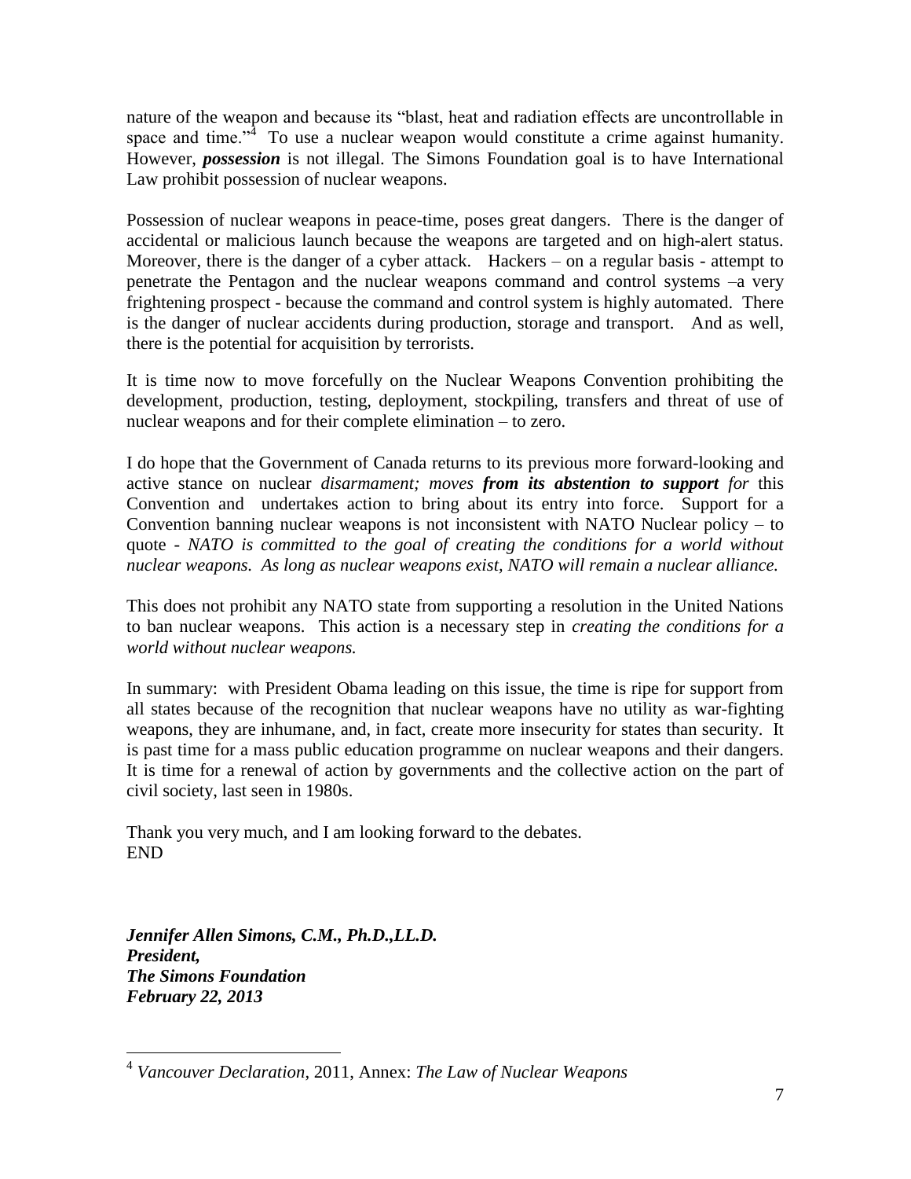nature of the weapon and because its "blast, heat and radiation effects are uncontrollable in space and time."[4] To use a nuclear weapon would constitute a crime against humanity. However, ***possession*** is not illegal. The Simons Foundation goal is to have International Law prohibit possession of nuclear weapons.

Possession of nuclear weapons in peace-time, poses great dangers. There is the danger of accidental or malicious launch because the weapons are targeted and on high-alert status. Moreover, there is the danger of a cyber attack. Hackers – on a regular basis - attempt to penetrate the Pentagon and the nuclear weapons command and control systems –a very frightening prospect - because the command and control system is highly automated. There is the danger of nuclear accidents during production, storage and transport. And as well, there is the potential for acquisition by terrorists.

It is time now to move forcefully on the Nuclear Weapons Convention prohibiting the development, production, testing, deployment, stockpiling, transfers and threat of use of nuclear weapons and for their complete elimination – to zero.

I do hope that the Government of Canada returns to its previous more forward-looking and active stance on nuclear *disarmament; moves* ***from its abstention to support*** *for* this Convention and undertakes action to bring about its entry into force. Support for a Convention banning nuclear weapons is not inconsistent with NATO Nuclear policy – to quote - *NATO is committed to the goal of creating the conditions for a world without nuclear weapons. As long as nuclear weapons exist, NATO will remain a nuclear alliance.*

This does not prohibit any NATO state from supporting a resolution in the United Nations to ban nuclear weapons. This action is a necessary step in *creating the conditions for a world without nuclear weapons.*

In summary: with President Obama leading on this issue, the time is ripe for support from all states because of the recognition that nuclear weapons have no utility as war-fighting weapons, they are inhumane, and, in fact, create more insecurity for states than security. It is past time for a mass public education programme on nuclear weapons and their dangers. It is time for a renewal of action by governments and the collective action on the part of civil society, last seen in 1980s.

Thank you very much, and I am looking forward to the debates.
END

***Jennifer Allen Simons, C.M., Ph.D.,LL.D.***
***President,***
***The Simons Foundation***
***February 22, 2013***

---

[4] *Vancouver Declaration*, 2011, Annex: *The Law of Nuclear Weapons*